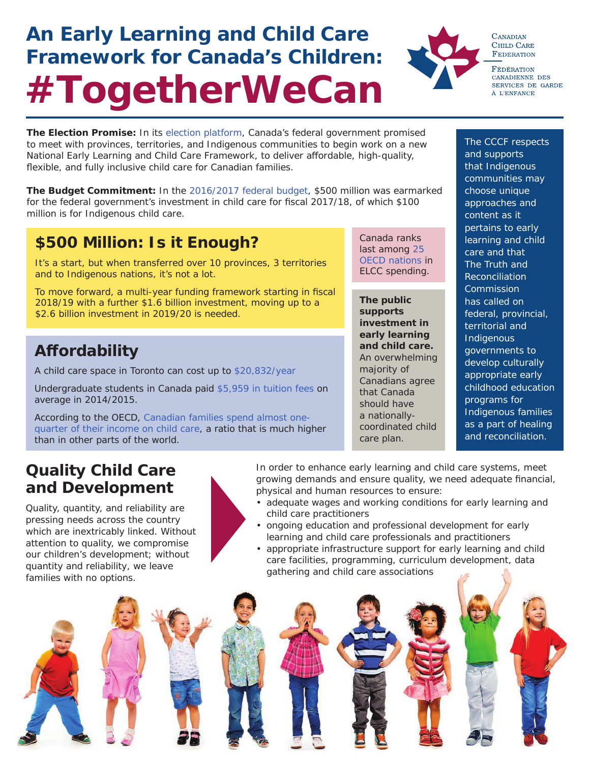# An Early Learning and Child Care Framework for Canada's Children: #TogetherWeCan

Canadian Child Care Federation

Fédération canadienne des services de garde à l'enfance

**The Election Promise:** In its election platform, Canada's federal government promised to meet with provinces, territories, and Indigenous communities to begin work on a new National Early Learning and Child Care Framework, to deliver affordable, high-quality, flexible, and fully inclusive child care for Canadian families.

**The Budget Commitment:** In the 2016/2017 federal budget, $500 million was earmarked for the federal government's investment in child care for fiscal 2017/18, of which $100 million is for Indigenous child care.

## $500 Million: Is it Enough?

It's a start, but when transferred over 10 provinces, 3 territories and to Indigenous nations, it's not a lot.

To move forward, a multi-year funding framework starting in fiscal 2018/19 with a further $1.6 billion investment, moving up to a $2.6 billion investment in 2019/20 is needed.

## Affordability

A child care space in Toronto can cost up to $20,832/year

Undergraduate students in Canada paid $5,959 in tuition fees on average in 2014/2015.

According to the OECD, Canadian families spend almost one-quarter of their income on child care, a ratio that is much higher than in other parts of the world.

Canada ranks last among 25 OECD nations in ELCC spending.

**The public supports investment in early learning and child care.** An overwhelming majority of Canadians agree that Canada should have a nationally-coordinated child care plan.

The CCCF respects and supports that Indigenous communities may choose unique approaches and content as it pertains to early learning and child care and that The Truth and Reconciliation Commission has called on federal, provincial, territorial and Indigenous governments to develop culturally appropriate early childhood education programs for Indigenous families as a part of healing and reconciliation.

## Quality Child Care and Development

Quality, quantity, and reliability are pressing needs across the country which are inextricably linked. Without attention to quality, we compromise our children's development; without quantity and reliability, we leave families with no options.

In order to enhance early learning and child care systems, meet growing demands and ensure quality, we need adequate financial, physical and human resources to ensure:

- adequate wages and working conditions for early learning and child care practitioners
- ongoing education and professional development for early learning and child care professionals and practitioners
- appropriate infrastructure support for early learning and child care facilities, programming, curriculum development, data gathering and child care associations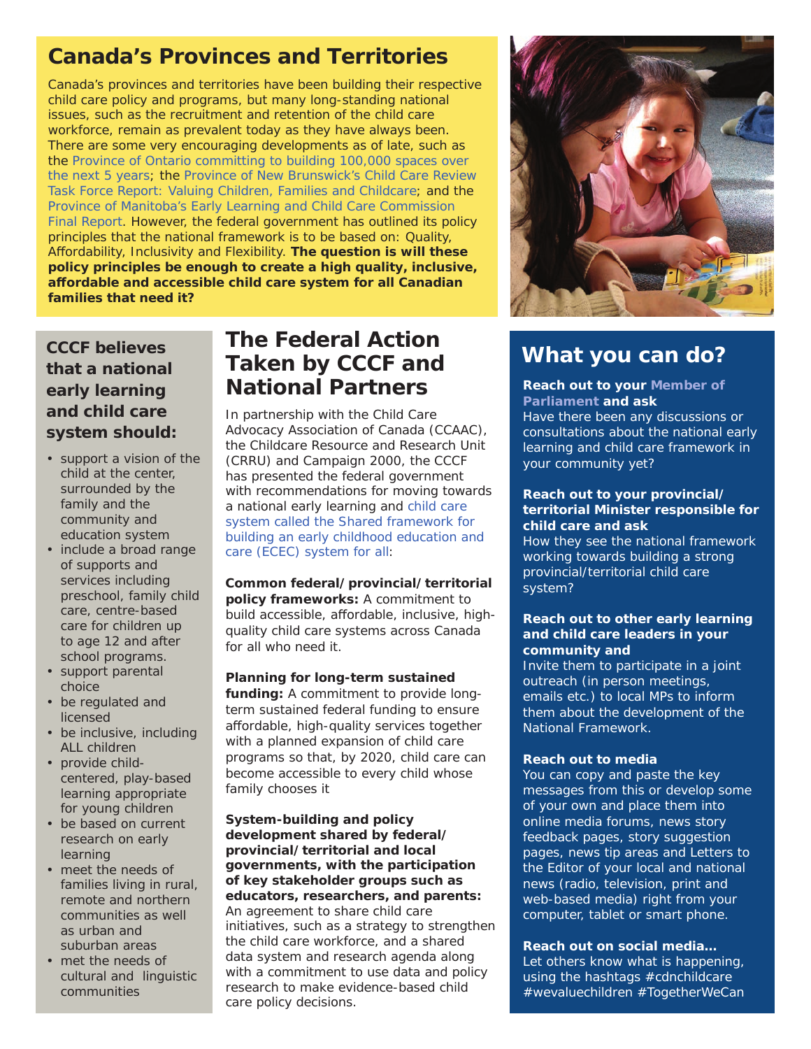## Canada's Provinces and Territories

Canada's provinces and territories have been building their respective child care policy and programs, but many long-standing national issues, such as the recruitment and retention of the child care workforce, remain as prevalent today as they have always been. There are some very encouraging developments as of late, such as the Province of Ontario committing to building 100,000 spaces over the next 5 years; the Province of New Brunswick's Child Care Review Task Force Report: Valuing Children, Families and Childcare; and the Province of Manitoba's Early Learning and Child Care Commission Final Report. However, the federal government has outlined its policy principles that the national framework is to be based on: Quality, Affordability, Inclusivity and Flexibility. **The question is will these policy principles be enough to create a high quality, inclusive, affordable and accessible child care system for all Canadian families that need it?**

### CCCF believes that a national early learning and child care system should:

- support a vision of the child at the center, surrounded by the family and the community and education system
- include a broad range of supports and services including preschool, family child care, centre-based care for children up to age 12 and after school programs.
- support parental choice
- be regulated and licensed
- be inclusive, including ALL children
- provide child-centered, play-based learning appropriate for young children
- be based on current research on early learning
- meet the needs of families living in rural, remote and northern communities as well as urban and suburban areas
- met the needs of cultural and linguistic communities

## The Federal Action Taken by CCCF and National Partners

In partnership with the Child Care Advocacy Association of Canada (CCAAC), the Childcare Resource and Research Unit (CRRU) and Campaign 2000, the CCCF has presented the federal government with recommendations for moving towards a national early learning and child care system called the Shared framework for building an early childhood education and care (ECEC) system for all:

**Common federal/provincial/territorial policy frameworks:** A commitment to build accessible, affordable, inclusive, high-quality child care systems across Canada for all who need it.

**Planning for long-term sustained funding:** A commitment to provide long-term sustained federal funding to ensure affordable, high-quality services together with a planned expansion of child care programs so that, by 2020, child care can become accessible to every child whose family chooses it

**System-building and policy development shared by federal/provincial/territorial and local governments, with the participation of key stakeholder groups such as educators, researchers, and parents:** An agreement to share child care initiatives, such as a strategy to strengthen the child care workforce, and a shared data system and research agenda along with a commitment to use data and policy research to make evidence-based child care policy decisions.

## What you can do?

**Reach out to your Member of Parliament and ask**
Have there been any discussions or consultations about the national early learning and child care framework in your community yet?

**Reach out to your provincial/territorial Minister responsible for child care and ask**
How they see the national framework working towards building a strong provincial/territorial child care system?

**Reach out to other early learning and child care leaders in your community and**
Invite them to participate in a joint outreach (in person meetings, emails etc.) to local MPs to inform them about the development of the National Framework.

**Reach out to media**
You can copy and paste the key messages from this or develop some of your own and place them into online media forums, news story feedback pages, story suggestion pages, news tip areas and Letters to the Editor of your local and national news (radio, television, print and web-based media) right from your computer, tablet or smart phone.

**Reach out on social media…**
Let others know what is happening, using the hashtags #cdnchildcare #wevaluechildren #TogetherWeCan